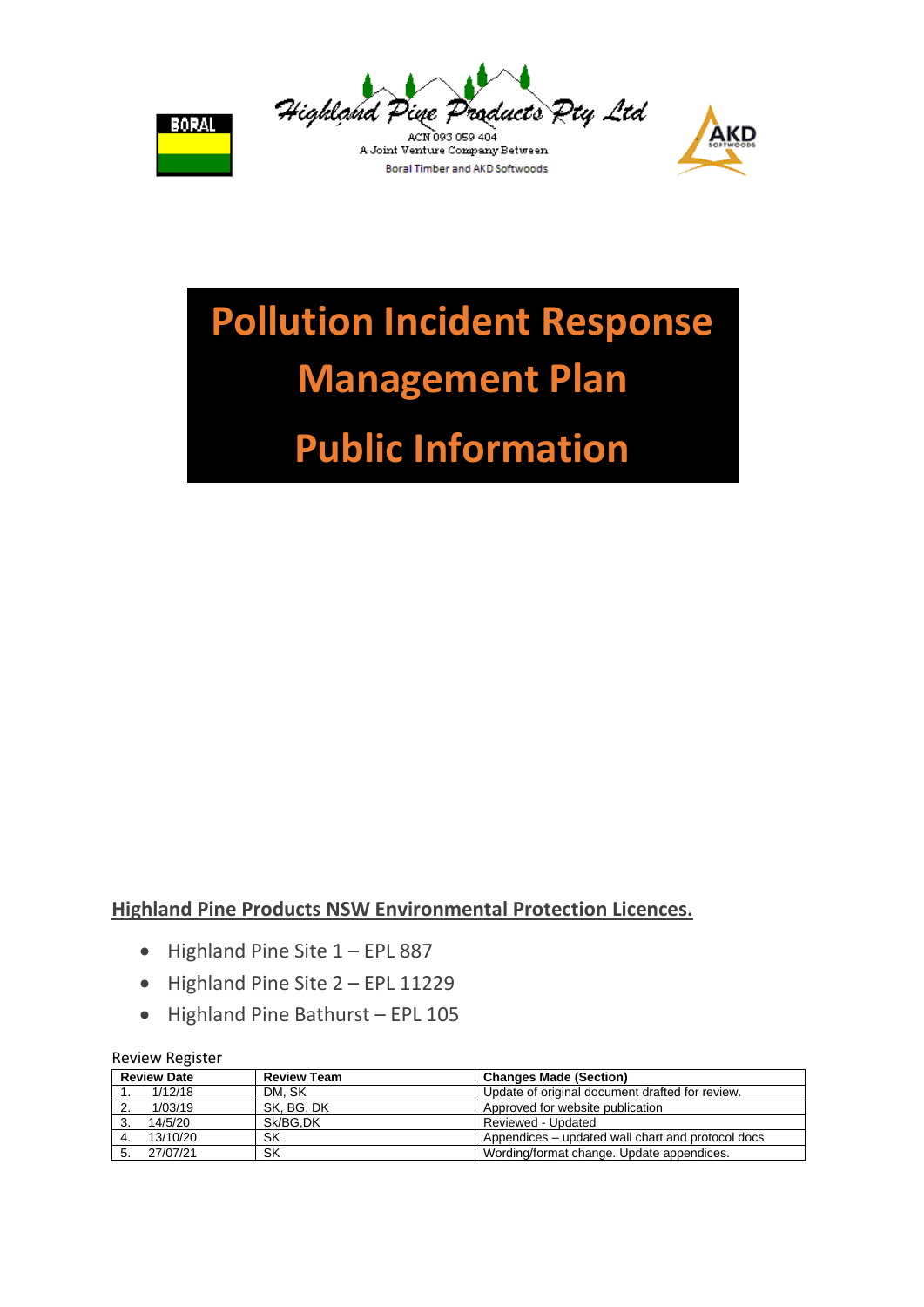BORAL

Highland Pine Products Pty Ltd
ACN 093 059 404
A Joint Venture Company Between
Boral Timber and AKD Softwoods

AKD SOFTWOODS

# Pollution Incident Response Management Plan

# Public Information

## Highland Pine Products NSW Environmental Protection Licences.

- Highland Pine Site 1 – EPL 887
- Highland Pine Site 2 – EPL 11229
- Highland Pine Bathurst – EPL 105

Review Register

| Review Date | Review Team | Changes Made (Section) |
|---|---|---|
| 1. 1/12/18 | DM, SK | Update of original document drafted for review. |
| 2. 1/03/19 | SK, BG, DK | Approved for website publication |
| 3. 14/5/20 | Sk/BG,DK | Reviewed - Updated |
| 4. 13/10/20 | SK | Appendices – updated wall chart and protocol docs |
| 5. 27/07/21 | SK | Wording/format change. Update appendices. |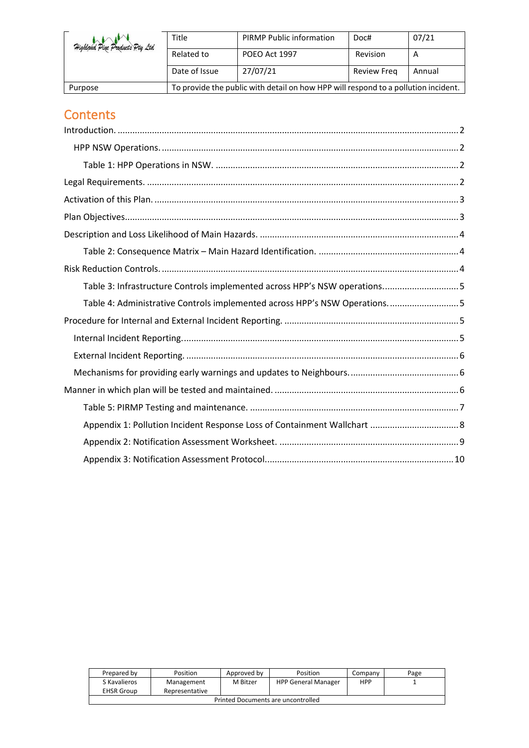| Highland Pine Products Pty Ltd | Title | PIRMP Public information | Doc# | 07/21 |
|---|---|---|---|---|
| | Related to | POEO Act 1997 | Revision | A |
| | Date of Issue | 27/07/21 | Review Freq | Annual |
| Purpose | To provide the public with detail on how HPP will respond to a pollution incident. | | | |

# Contents

- Introduction. .......... 2
  - HPP NSW Operations. .......... 2
    - Table 1: HPP Operations in NSW. .......... 2
- Legal Requirements. .......... 2
- Activation of this Plan. .......... 3
- Plan Objectives .......... 3
- Description and Loss Likelihood of Main Hazards. .......... 4
    - Table 2: Consequence Matrix – Main Hazard Identification. .......... 4
- Risk Reduction Controls. .......... 4
    - Table 3: Infrastructure Controls implemented across HPP's NSW operations. .......... 5
    - Table 4: Administrative Controls implemented across HPP's NSW Operations. .......... 5
- Procedure for Internal and External Incident Reporting. .......... 5
  - Internal Incident Reporting. .......... 5
  - External Incident Reporting. .......... 6
  - Mechanisms for providing early warnings and updates to Neighbours. .......... 6
- Manner in which plan will be tested and maintained. .......... 6
    - Table 5: PIRMP Testing and maintenance. .......... 7
    - Appendix 1: Pollution Incident Response Loss of Containment Wallchart .......... 8
    - Appendix 2: Notification Assessment Worksheet. .......... 9
    - Appendix 3: Notification Assessment Protocol .......... 10

| Prepared by | Position | Approved by | Position | Company | Page |
|---|---|---|---|---|---|
| S Kavalieros EHSR Group | Management Representative | M Bitzer | HPP General Manager | HPP | 1 |
| Printed Documents are uncontrolled | | | | | |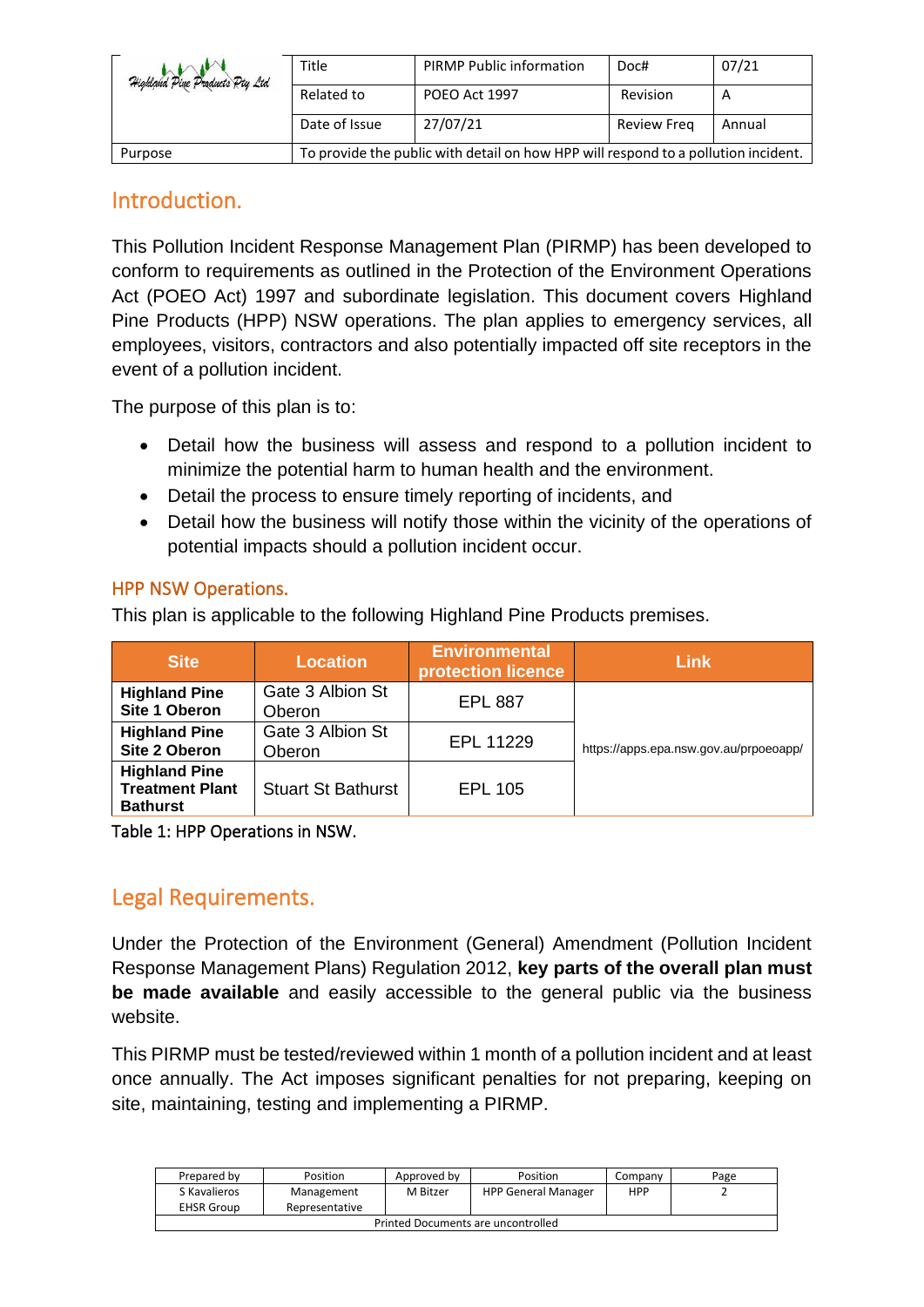## Introduction.

This Pollution Incident Response Management Plan (PIRMP) has been developed to conform to requirements as outlined in the Protection of the Environment Operations Act (POEO Act) 1997 and subordinate legislation. This document covers Highland Pine Products (HPP) NSW operations. The plan applies to emergency services, all employees, visitors, contractors and also potentially impacted off site receptors in the event of a pollution incident.

The purpose of this plan is to:

- Detail how the business will assess and respond to a pollution incident to minimize the potential harm to human health and the environment.
- Detail the process to ensure timely reporting of incidents, and
- Detail how the business will notify those within the vicinity of the operations of potential impacts should a pollution incident occur.

### HPP NSW Operations.

This plan is applicable to the following Highland Pine Products premises.

| Site | Location | Environmental protection licence | Link |
|---|---|---|---|
| **Highland Pine Site 1 Oberon** | Gate 3 Albion St Oberon | EPL 887 | https://apps.epa.nsw.gov.au/prpoeoapp/ |
| **Highland Pine Site 2 Oberon** | Gate 3 Albion St Oberon | EPL 11229 | |
| **Highland Pine Treatment Plant Bathurst** | Stuart St Bathurst | EPL 105 | |

Table 1: HPP Operations in NSW.

## Legal Requirements.

Under the Protection of the Environment (General) Amendment (Pollution Incident Response Management Plans) Regulation 2012, **key parts of the overall plan must be made available** and easily accessible to the general public via the business website.

This PIRMP must be tested/reviewed within 1 month of a pollution incident and at least once annually. The Act imposes significant penalties for not preparing, keeping on site, maintaining, testing and implementing a PIRMP.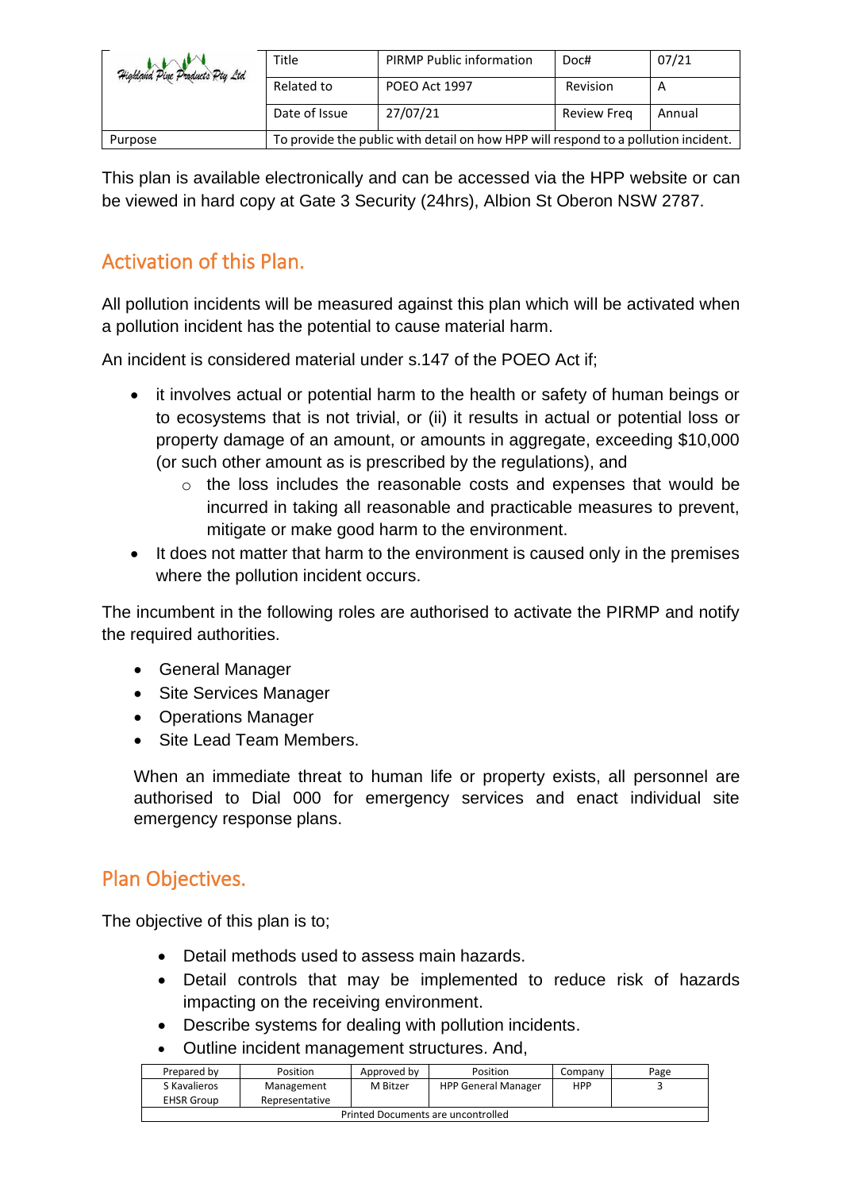| Highland Pine Products Pty Ltd | Title | PIRMP Public information | Doc# | 07/21 |
|---|---|---|---|---|
| | Related to | POEO Act 1997 | Revision | A |
| | Date of Issue | 27/07/21 | Review Freq | Annual |
| Purpose | To provide the public with detail on how HPP will respond to a pollution incident. | | | |

This plan is available electronically and can be accessed via the HPP website or can be viewed in hard copy at Gate 3 Security (24hrs), Albion St Oberon NSW 2787.

## Activation of this Plan.

All pollution incidents will be measured against this plan which will be activated when a pollution incident has the potential to cause material harm.

An incident is considered material under s.147 of the POEO Act if;

- it involves actual or potential harm to the health or safety of human beings or to ecosystems that is not trivial, or (ii) it results in actual or potential loss or property damage of an amount, or amounts in aggregate, exceeding $10,000 (or such other amount as is prescribed by the regulations), and
  - the loss includes the reasonable costs and expenses that would be incurred in taking all reasonable and practicable measures to prevent, mitigate or make good harm to the environment.
- It does not matter that harm to the environment is caused only in the premises where the pollution incident occurs.

The incumbent in the following roles are authorised to activate the PIRMP and notify the required authorities.

- General Manager
- Site Services Manager
- Operations Manager
- Site Lead Team Members.

When an immediate threat to human life or property exists, all personnel are authorised to Dial 000 for emergency services and enact individual site emergency response plans.

## Plan Objectives.

The objective of this plan is to;

- Detail methods used to assess main hazards.
- Detail controls that may be implemented to reduce risk of hazards impacting on the receiving environment.
- Describe systems for dealing with pollution incidents.
- Outline incident management structures. And,

| Prepared by | Position | Approved by | Position | Company | Page |
|---|---|---|---|---|---|
| S Kavalieros EHSR Group | Management Representative | M Bitzer | HPP General Manager | HPP | 3 |
| Printed Documents are uncontrolled | | | | | |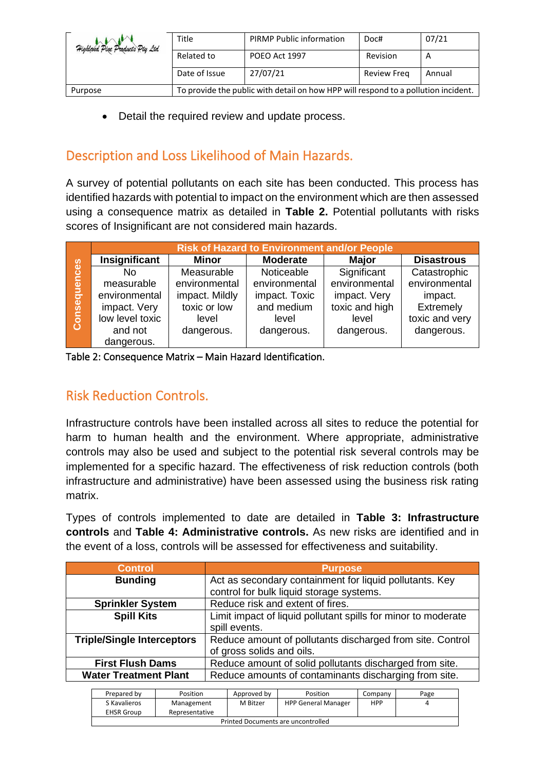- Detail the required review and update process.

## Description and Loss Likelihood of Main Hazards.

A survey of potential pollutants on each site has been conducted. This process has identified hazards with potential to impact on the environment which are then assessed using a consequence matrix as detailed in **Table 2.** Potential pollutants with risks scores of Insignificant are not considered main hazards.

| | Risk of Hazard to Environment and/or People | | | | |
|---|---|---|---|---|---|
| | **Insignificant** | **Minor** | **Moderate** | **Major** | **Disastrous** |
| **Consequences** | No measurable environmental impact. Very low level toxic and not dangerous. | Measurable environmental impact. Mildly toxic or low level dangerous. | Noticeable environmental impact. Toxic and medium level dangerous. | Significant environmental impact. Very toxic and high level dangerous. | Catastrophic environmental impact. Extremely toxic and very dangerous. |

Table 2: Consequence Matrix – Main Hazard Identification.

## Risk Reduction Controls.

Infrastructure controls have been installed across all sites to reduce the potential for harm to human health and the environment. Where appropriate, administrative controls may also be used and subject to the potential risk several controls may be implemented for a specific hazard. The effectiveness of risk reduction controls (both infrastructure and administrative) have been assessed using the business risk rating matrix.

Types of controls implemented to date are detailed in **Table 3: Infrastructure controls** and **Table 4: Administrative controls.** As new risks are identified and in the event of a loss, controls will be assessed for effectiveness and suitability.

| Control | Purpose |
|---|---|
| **Bunding** | Act as secondary containment for liquid pollutants. Key control for bulk liquid storage systems. |
| **Sprinkler System** | Reduce risk and extent of fires. |
| **Spill Kits** | Limit impact of liquid pollutant spills for minor to moderate spill events. |
| **Triple/Single Interceptors** | Reduce amount of pollutants discharged from site. Control of gross solids and oils. |
| **First Flush Dams** | Reduce amount of solid pollutants discharged from site. |
| **Water Treatment Plant** | Reduce amounts of contaminants discharging from site. |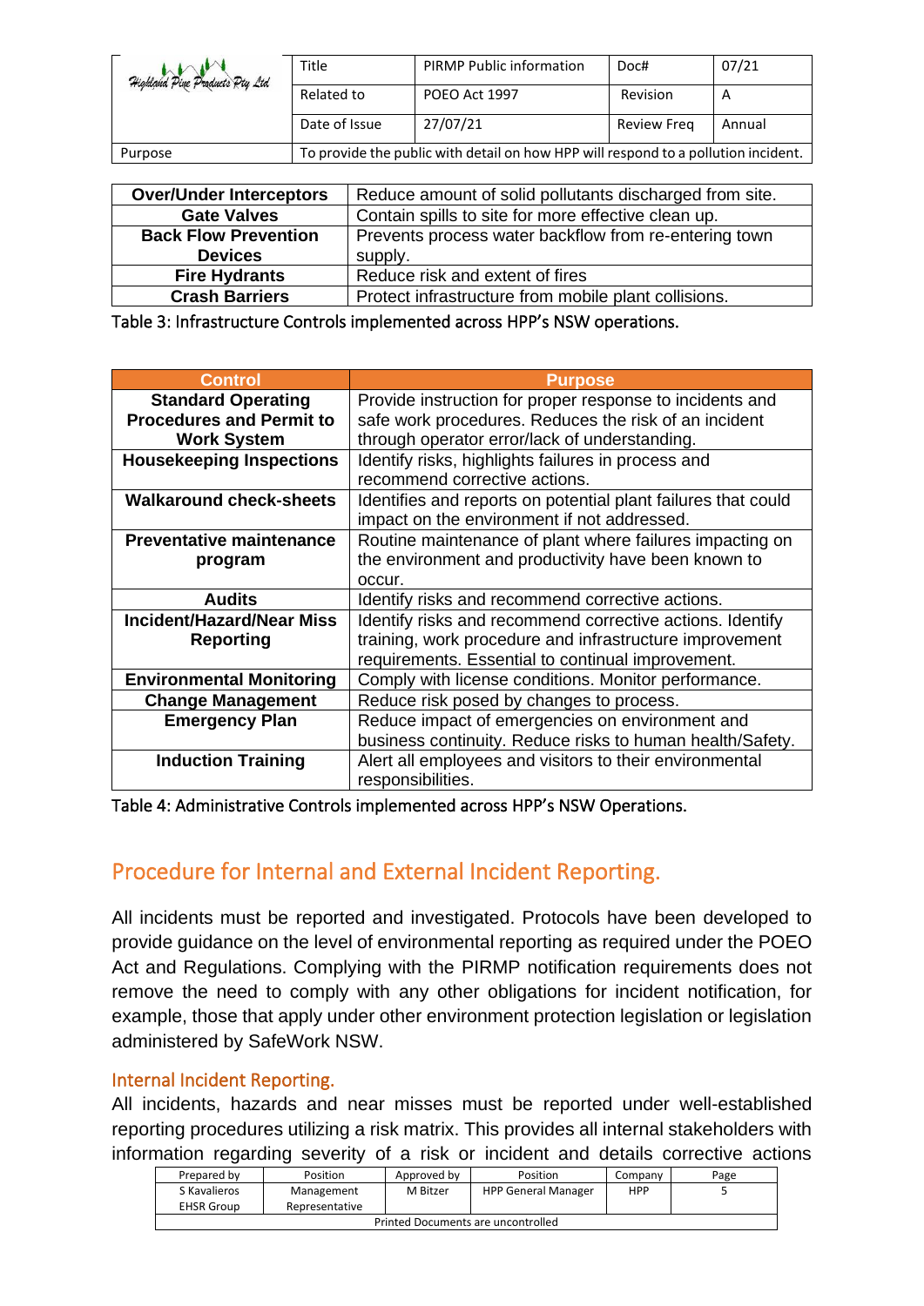| Over/Under Interceptors | Reduce amount of solid pollutants discharged from site. |
|---|---|
| Gate Valves | Contain spills to site for more effective clean up. |
| Back Flow Prevention Devices | Prevents process water backflow from re-entering town supply. |
| Fire Hydrants | Reduce risk and extent of fires |
| Crash Barriers | Protect infrastructure from mobile plant collisions. |

Table 3: Infrastructure Controls implemented across HPP's NSW operations.

| Control | Purpose |
|---|---|
| Standard Operating Procedures and Permit to Work System | Provide instruction for proper response to incidents and safe work procedures. Reduces the risk of an incident through operator error/lack of understanding. |
| Housekeeping Inspections | Identify risks, highlights failures in process and recommend corrective actions. |
| Walkaround check-sheets | Identifies and reports on potential plant failures that could impact on the environment if not addressed. |
| Preventative maintenance program | Routine maintenance of plant where failures impacting on the environment and productivity have been known to occur. |
| Audits | Identify risks and recommend corrective actions. |
| Incident/Hazard/Near Miss Reporting | Identify risks and recommend corrective actions. Identify training, work procedure and infrastructure improvement requirements. Essential to continual improvement. |
| Environmental Monitoring | Comply with license conditions. Monitor performance. |
| Change Management | Reduce risk posed by changes to process. |
| Emergency Plan | Reduce impact of emergencies on environment and business continuity. Reduce risks to human health/Safety. |
| Induction Training | Alert all employees and visitors to their environmental responsibilities. |

Table 4: Administrative Controls implemented across HPP's NSW Operations.

## Procedure for Internal and External Incident Reporting.

All incidents must be reported and investigated. Protocols have been developed to provide guidance on the level of environmental reporting as required under the POEO Act and Regulations. Complying with the PIRMP notification requirements does not remove the need to comply with any other obligations for incident notification, for example, those that apply under other environment protection legislation or legislation administered by SafeWork NSW.

### Internal Incident Reporting.

All incidents, hazards and near misses must be reported under well-established reporting procedures utilizing a risk matrix. This provides all internal stakeholders with information regarding severity of a risk or incident and details corrective actions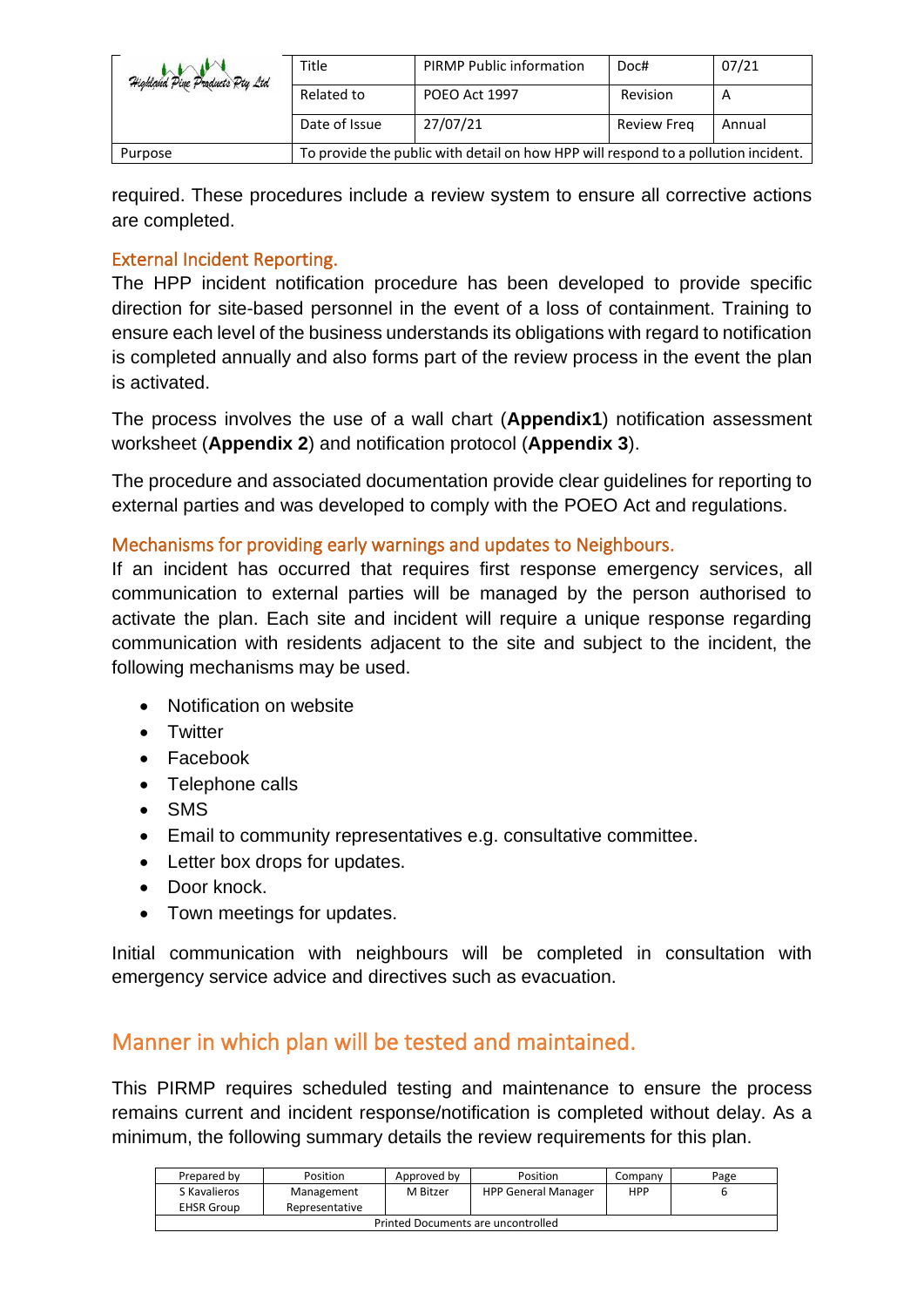required. These procedures include a review system to ensure all corrective actions are completed.

### External Incident Reporting.

The HPP incident notification procedure has been developed to provide specific direction for site-based personnel in the event of a loss of containment. Training to ensure each level of the business understands its obligations with regard to notification is completed annually and also forms part of the review process in the event the plan is activated.

The process involves the use of a wall chart (**Appendix1**) notification assessment worksheet (**Appendix 2**) and notification protocol (**Appendix 3**).

The procedure and associated documentation provide clear guidelines for reporting to external parties and was developed to comply with the POEO Act and regulations.

### Mechanisms for providing early warnings and updates to Neighbours.

If an incident has occurred that requires first response emergency services, all communication to external parties will be managed by the person authorised to activate the plan. Each site and incident will require a unique response regarding communication with residents adjacent to the site and subject to the incident, the following mechanisms may be used.

- Notification on website
- Twitter
- Facebook
- Telephone calls
- SMS
- Email to community representatives e.g. consultative committee.
- Letter box drops for updates.
- Door knock.
- Town meetings for updates.

Initial communication with neighbours will be completed in consultation with emergency service advice and directives such as evacuation.

## Manner in which plan will be tested and maintained.

This PIRMP requires scheduled testing and maintenance to ensure the process remains current and incident response/notification is completed without delay. As a minimum, the following summary details the review requirements for this plan.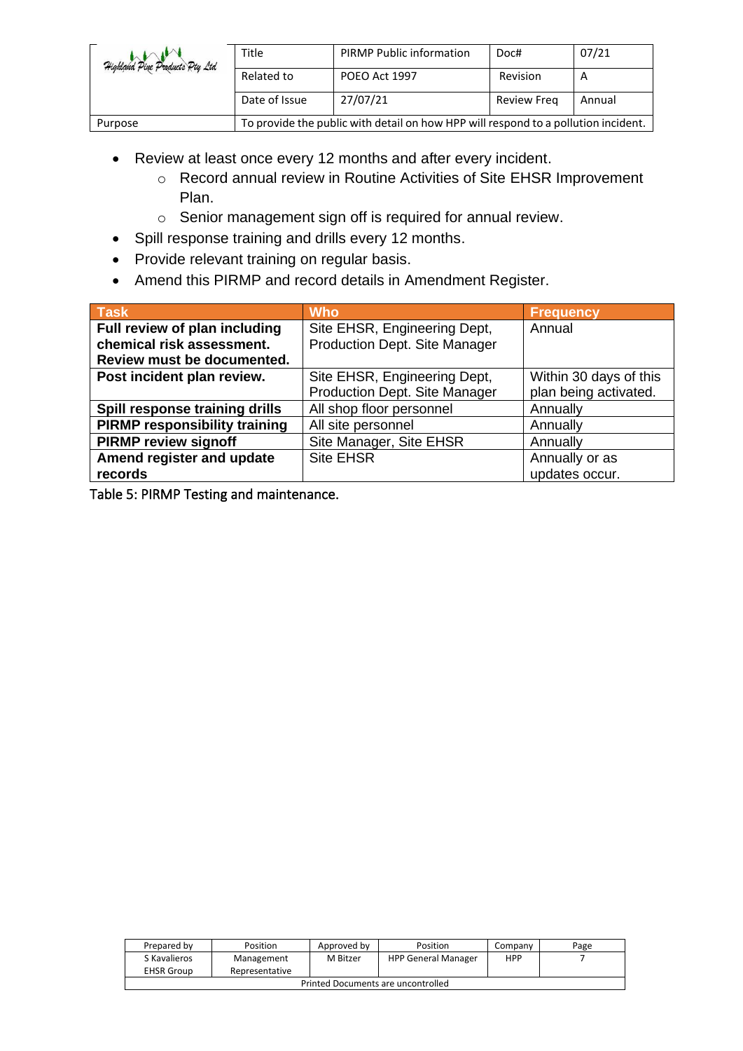- Review at least once every 12 months and after every incident.
    - Record annual review in Routine Activities of Site EHSR Improvement Plan.
    - Senior management sign off is required for annual review.
- Spill response training and drills every 12 months.
- Provide relevant training on regular basis.
- Amend this PIRMP and record details in Amendment Register.

| Task | Who | Frequency |
| --- | --- | --- |
| **Full review of plan including chemical risk assessment. Review must be documented.** | Site EHSR, Engineering Dept, Production Dept. Site Manager | Annual |
| **Post incident plan review.** | Site EHSR, Engineering Dept, Production Dept. Site Manager | Within 30 days of this plan being activated. |
| **Spill response training drills** | All shop floor personnel | Annually |
| **PIRMP responsibility training** | All site personnel | Annually |
| **PIRMP review signoff** | Site Manager, Site EHSR | Annually |
| **Amend register and update records** | Site EHSR | Annually or as updates occur. |

Table 5: PIRMP Testing and maintenance.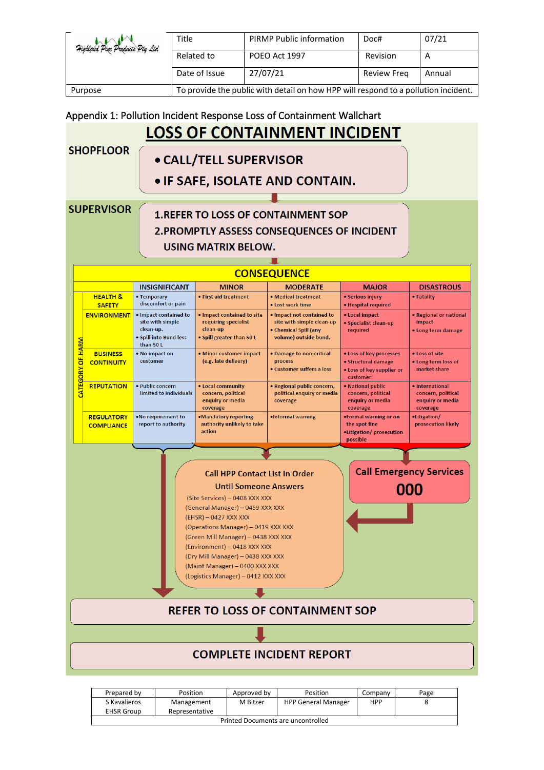| Highland Pine Products Pty Ltd | Title | PIRMP Public information | Doc# | 07/21 |
|---|---|---|---|---|
| | Related to | POEO Act 1997 | Revision | A |
| | Date of Issue | 27/07/21 | Review Freq | Annual |
| Purpose | To provide the public with detail on how HPP will respond to a pollution incident. | | | |

Appendix 1: Pollution Incident Response Loss of Containment Wallchart

# LOSS OF CONTAINMENT INCIDENT

**SHOPFLOOR**

- **CALL/TELL SUPERVISOR**
- **IF SAFE, ISOLATE AND CONTAIN.**

**SUPERVISOR**

1. **REFER TO LOSS OF CONTAINMENT SOP**
2. **PROMPTLY ASSESS CONSEQUENCES OF INCIDENT USING MATRIX BELOW.**

## CONSEQUENCE

| CATEGORY OF HARM | INSIGNIFICANT | MINOR | MODERATE | MAJOR | DISASTROUS |
|---|---|---|---|---|---|
| **HEALTH & SAFETY** | • Temporary discomfort or pain | • First aid treatment | • Medical treatment<br>• Lost work time | • Serious injury<br>• Hospital required | • Fatality |
| **ENVIRONMENT** | • Impact contained to site with simple clean-up.<br>• Spill into Bund less than 50 L | • Impact contained to site requiring specialist clean-up<br>• Spill greater than 50 L | • Impact not contained to site with simple clean-up<br>• Chemical Spill (any volume) outside bund. | • Local impact<br>• Specialist clean-up required | • Regional or national impact<br>• Long term damage |
| **BUSINESS CONTINUITY** | • No impact on customer | • Minor customer impact (e.g. late delivery) | • Damage to non-critical process<br>• Customer suffers a loss | • Loss of key processes<br>• Structural damage<br>• Loss of key supplier or customer | • Loss of site<br>• Long term loss of market share |
| **REPUTATION** | • Public concern limited to individuals | • Local community concern, political enquiry or media coverage | • Regional public concern, political enquiry or media coverage | • National public concern, political enquiry or media coverage | • International concern, political enquiry or media coverage |
| **REGULATORY COMPLIANCE** | •No requirement to report to authority | •Mandatory reporting authority unlikely to take action | •Informal warning | •Formal warning or on the spot fine<br>•Litigation/ prosecution possible | •Litigation/ prosecution likely |

**Call HPP Contact List in Order Until Someone Answers**

(Site Services) – 0408 XXX XXX
(General Manager) – 0459 XXX XXX
(EHSR) – 0427 XXX XXX
(Operations Manager) – 0419 XXX XXX
(Green Mill Manager) – 0438 XXX XXX
(Environment) – 0418 XXX XXX
(Dry Mill Manager) – 0438 XXX XXX
(Maint Manager) – 0400 XXX XXX
(Logistics Manager) – 0412 XXX XXX

**Call Emergency Services**

**000**

**REFER TO LOSS OF CONTAINMENT SOP**

**COMPLETE INCIDENT REPORT**

| Prepared by | Position | Approved by | Position | Company | Page |
|---|---|---|---|---|---|
| S Kavalieros EHSR Group | Management Representative | M Bitzer | HPP General Manager | HPP | 8 |
| Printed Documents are uncontrolled | | | | | |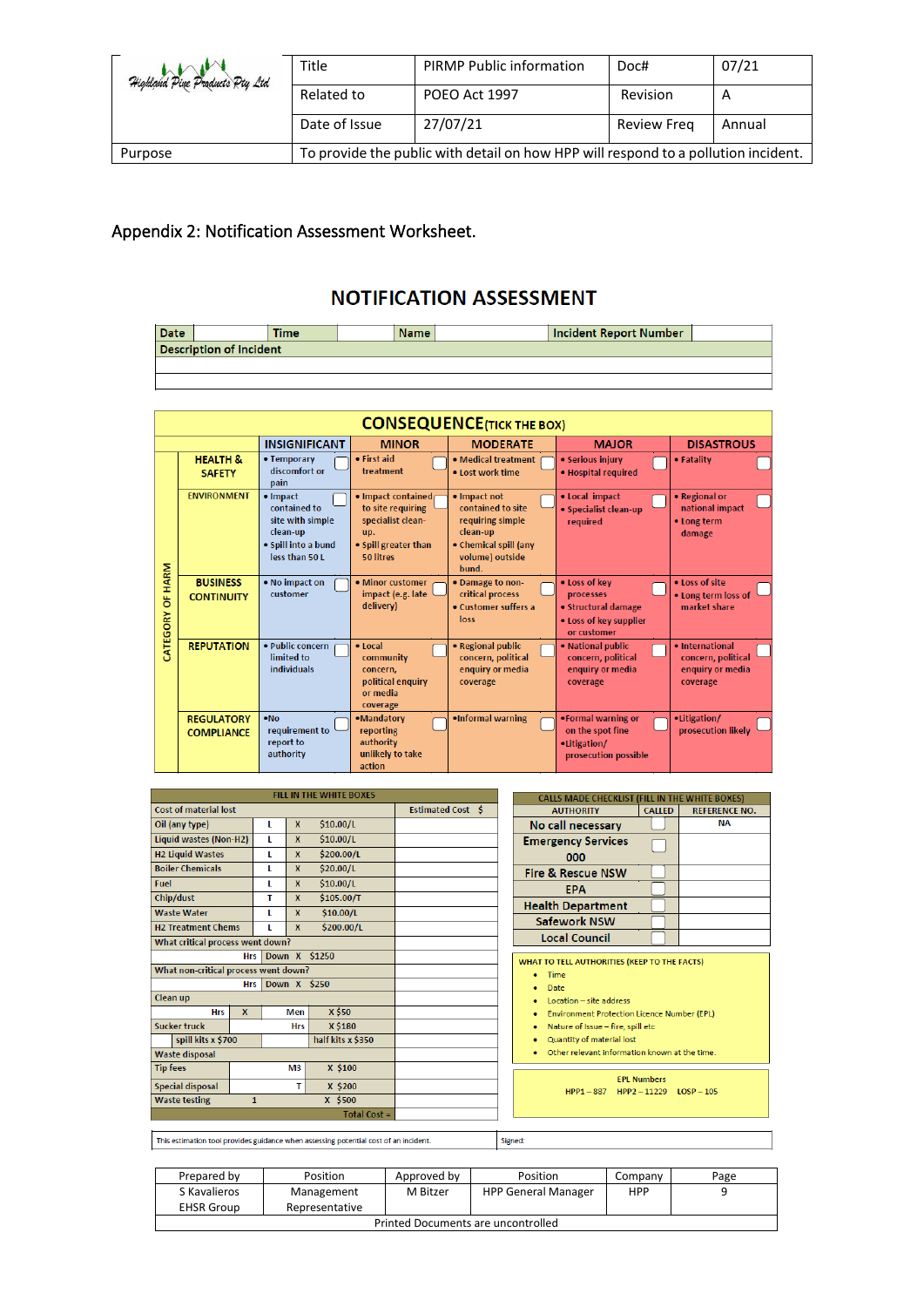| Highland Pine Products Pty Ltd | Title | PIRMP Public information | Doc# | 07/21 |
|---|---|---|---|---|
| | Related to | POEO Act 1997 | Revision | A |
| | Date of Issue | 27/07/21 | Review Freq | Annual |
| Purpose | To provide the public with detail on how HPP will respond to a pollution incident. | | | |

## Appendix 2: Notification Assessment Worksheet.

# NOTIFICATION ASSESSMENT

| Date | | Time | | Name | | Incident Report Number | |
|---|---|---|---|---|---|---|---|
| Description of Incident | | | | | | | |
| | | | | | | | |
| | | | | | | | |

**CONSEQUENCE** (TICK THE BOX)

| CATEGORY OF HARM | INSIGNIFICANT | MINOR | MODERATE | MAJOR | DISASTROUS |
|---|---|---|---|---|---|
| HEALTH & SAFETY | • Temporary discomfort or pain ☐ | • First aid treatment ☐ | • Medical treatment<br>• Lost work time ☐ | • Serious injury<br>• Hospital required ☐ | • Fatality ☐ |
| ENVIRONMENT | • Impact contained to site with simple clean-up<br>• Spill into a bund less than 50 L ☐ | • Impact contained to site requiring specialist clean-up.<br>• Spill greater than 50 litres ☐ | • Impact not contained to site requiring simple clean-up<br>• Chemical spill (any volume) outside bund. ☐ | • Local impact<br>• Specialist clean-up required ☐ | • Regional or national impact<br>• Long term damage ☐ |
| BUSINESS CONTINUITY | • No impact on customer ☐ | • Minor customer impact (e.g. late delivery) ☐ | • Damage to non-critical process<br>• Customer suffers a loss ☐ | • Loss of key processes<br>• Structural damage<br>• Loss of key supplier or customer ☐ | • Loss of site<br>• Long term loss of market share ☐ |
| REPUTATION | • Public concern limited to individuals ☐ | • Local community concern, political enquiry or media coverage ☐ | • Regional public concern, political enquiry or media coverage ☐ | • National public concern, political enquiry or media coverage ☐ | • International concern, political enquiry or media coverage ☐ |
| REGULATORY COMPLIANCE | •No requirement to report to authority ☐ | •Mandatory reporting authority unlikely to take action ☐ | •Informal warning ☐ | •Formal warning or on the spot fine<br>•Litigation/ prosecution possible ☐ | •Litigation/ prosecution likely ☐ |

**FILL IN THE WHITE BOXES**

| Cost of material lost | | | | Estimated Cost $ |
|---|---|---|---|---|
| Oil (any type) | L | X | $10.00/L | |
| Liquid wastes (Non-H2) | L | X | $10.00/L | |
| H2 Liquid Wastes | L | X | $200.00/L | |
| Boiler Chemicals | L | X | $20.00/L | |
| Fuel | L | X | $10.00/L | |
| Chip/dust | T | X | $105.00/T | |
| Waste Water | L | X | $10.00/L | |
| H2 Treatment Chems | L | X | $200.00/L | |
| What critical process went down? | | | | |
| | Hrs | Down X | $1250 | |
| What non-critical process went down? | | | | |
| | Hrs | Down X | $250 | |
| Clean up | | | | |
| Hrs | X | Men | X $50 | |
| Sucker truck | | Hrs | X $180 | |
| spill kits x $700 | | half kits x $350 | | |
| Waste disposal | | | | |
| Tip fees | | M3 | X $100 | |
| Special disposal | | T | X $200 | |
| Waste testing | 1 | | X $500 | |
| | | | Total Cost = | |

This estimation tool provides guidance when assessing potential cost of an incident.

**CALLS MADE CHECKLIST (FILL IN THE WHITE BOXES)**

| AUTHORITY | CALLED | REFERENCE NO. |
|---|---|---|
| No call necessary | ☐ | NA |
| Emergency Services 000 | ☐ | |
| Fire & Rescue NSW | ☐ | |
| EPA | ☐ | |
| Health Department | ☐ | |
| Safework NSW | ☐ | |
| Local Council | ☐ | |

**WHAT TO TELL AUTHORITIES (KEEP TO THE FACTS)**

- Time
- Date
- Location – site address
- Environment Protection Licence Number (EPL)
- Nature of issue – fire, spill etc
- Quantity of material lost
- Other relevant information known at the time.

**EPL Numbers**

HPP1 – 887 HPP2 – 11229 LOSP – 105

Signed:

| Prepared by | Position | Approved by | Position | Company | Page |
|---|---|---|---|---|---|
| S Kavalieros EHSR Group | Management Representative | M Bitzer | HPP General Manager | HPP | 9 |

Printed Documents are uncontrolled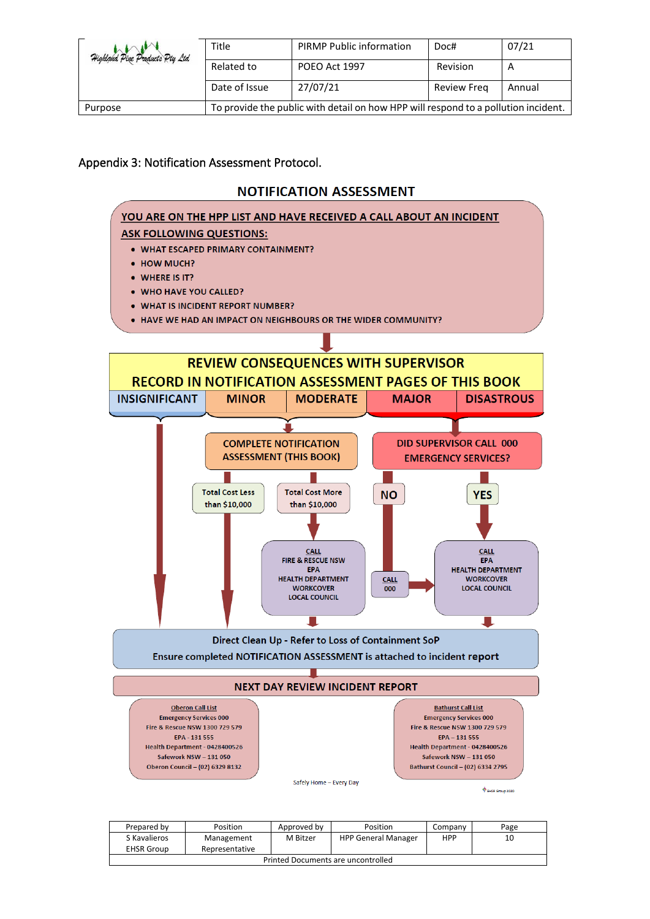| | | | | |
|---|---|---|---|---|
| Highland Pine Products Pty Ltd | Title | PIRMP Public information | Doc# | 07/21 |
| | Related to | POEO Act 1997 | Revision | A |
| | Date of Issue | 27/07/21 | Review Freq | Annual |
| Purpose | To provide the public with detail on how HPP will respond to a pollution incident. | | | |

## Appendix 3: Notification Assessment Protocol.

### NOTIFICATION ASSESSMENT

**YOU ARE ON THE HPP LIST AND HAVE RECEIVED A CALL ABOUT AN INCIDENT**

**ASK FOLLOWING QUESTIONS:**

- WHAT ESCAPED PRIMARY CONTAINMENT?
- HOW MUCH?
- WHERE IS IT?
- WHO HAVE YOU CALLED?
- WHAT IS INCIDENT REPORT NUMBER?
- HAVE WE HAD AN IMPACT ON NEIGHBOURS OR THE WIDER COMMUNITY?

**REVIEW CONSEQUENCES WITH SUPERVISOR**
**RECORD IN NOTIFICATION ASSESSMENT PAGES OF THIS BOOK**

INSIGNIFICANT | MINOR | MODERATE | MAJOR | DISASTROUS

COMPLETE NOTIFICATION ASSESSMENT (THIS BOOK)

Total Cost Less than $10,000

Total Cost More than $10,000

CALL
FIRE & RESCUE NSW
EPA
HEALTH DEPARTMENT
WORKCOVER
LOCAL COUNCIL

DID SUPERVISOR CALL 000 EMERGENCY SERVICES?

NO

CALL 000

YES

CALL
EPA
HEALTH DEPARTMENT
WORKCOVER
LOCAL COUNCIL

Direct Clean Up - Refer to Loss of Containment SoP
Ensure completed NOTIFICATION ASSESSMENT is attached to incident report

NEXT DAY REVIEW INCIDENT REPORT

**Oberon Call List**
Emergency Services 000
Fire & Rescue NSW 1300 729 579
EPA - 131 555
Health Department - 0428400526
Safework NSW – 131 050
Oberon Council – (02) 6329 8132

**Bathurst Call List**
Emergency Services 000
Fire & Rescue NSW 1300 729 579
EPA – 131 555
Health Department - 0428400526
Safework NSW – 131 050
Bathurst Council – (02) 6334 2795

Safely Home – Every Day

EHSR Group 2020

| Prepared by | Position | Approved by | Position | Company | Page |
|---|---|---|---|---|---|
| S Kavalieros EHSR Group | Management Representative | M Bitzer | HPP General Manager | HPP | 10 |
| Printed Documents are uncontrolled | | | | | |